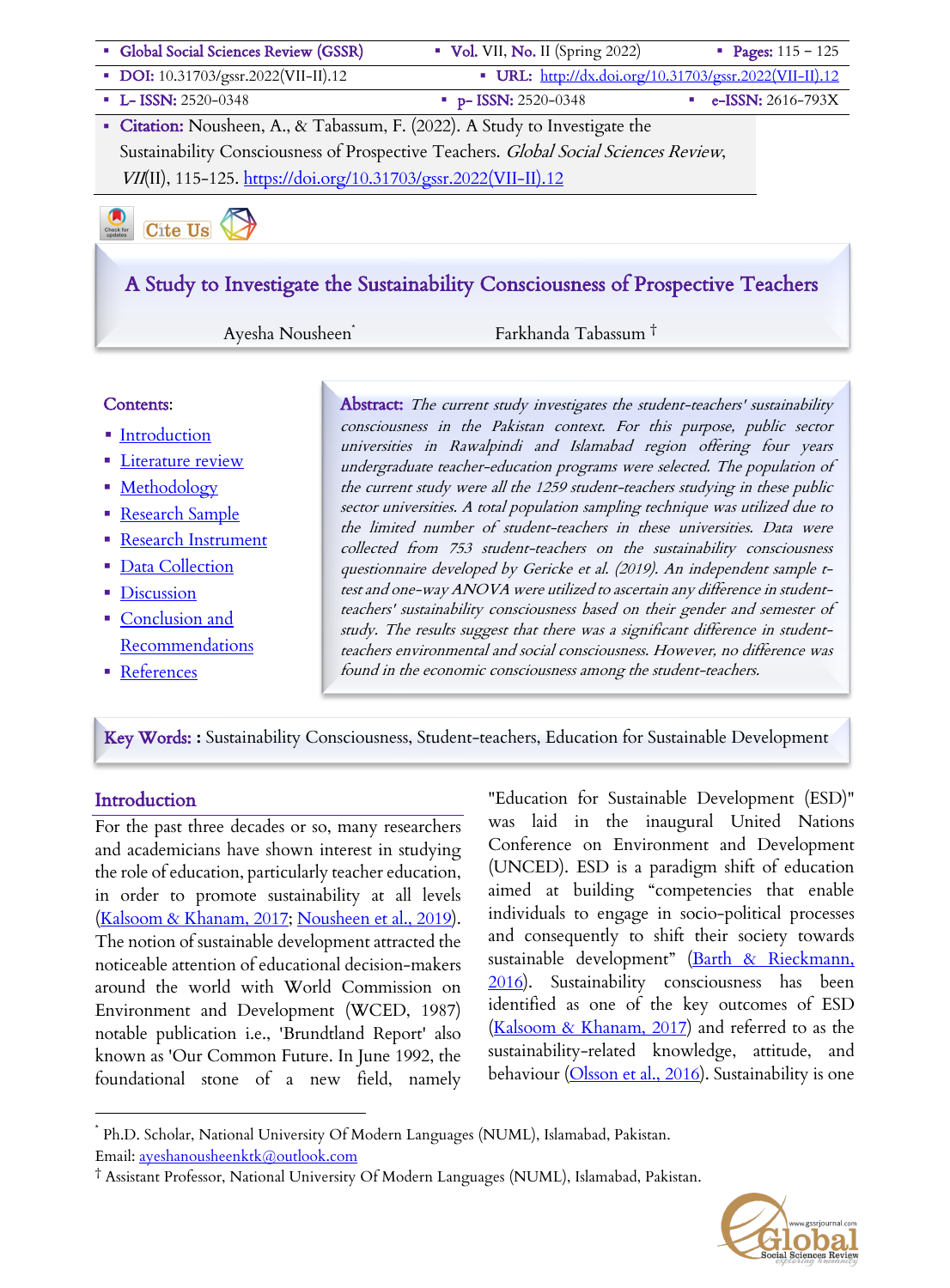- **Citation:** Nousheen, A., & Tabassum, F. (2022). A Study to Investigate the Sustainability Consciousness of Prospective Teachers. *Global Social Sciences Review*, *VII*(II), 115-125. https://doi.org/10.31703/gssr.2022(VII-II).12

# A Study to Investigate the Sustainability Consciousness of Prospective Teachers

Ayesha Nousheen[*] Farkhanda Tabassum [†]

**Contents:**

- Introduction
- Literature review
- Methodology
- Research Sample
- Research Instrument
- Data Collection
- Discussion
- Conclusion and Recommendations
- References

**Abstract:** *The current study investigates the student-teachers' sustainability consciousness in the Pakistan context. For this purpose, public sector universities in Rawalpindi and Islamabad region offering four years undergraduate teacher-education programs were selected. The population of the current study were all the 1259 student-teachers studying in these public sector universities. A total population sampling technique was utilized due to the limited number of student-teachers in these universities. Data were collected from 753 student-teachers on the sustainability consciousness questionnaire developed by Gericke et al. (2019). An independent sample t-test and one-way ANOVA were utilized to ascertain any difference in student-teachers' sustainability consciousness based on their gender and semester of study. The results suggest that there was a significant difference in student-teachers environmental and social consciousness. However, no difference was found in the economic consciousness among the student-teachers.*

**Key Words: :** Sustainability Consciousness, Student-teachers, Education for Sustainable Development

## Introduction

For the past three decades or so, many researchers and academicians have shown interest in studying the role of education, particularly teacher education, in order to promote sustainability at all levels (Kalsoom & Khanam, 2017; Nousheen et al., 2019). The notion of sustainable development attracted the noticeable attention of educational decision-makers around the world with World Commission on Environment and Development (WCED, 1987) notable publication i.e., 'Brundtland Report' also known as 'Our Common Future. In June 1992, the foundational stone of a new field, namely "Education for Sustainable Development (ESD)" was laid in the inaugural United Nations Conference on Environment and Development (UNCED). ESD is a paradigm shift of education aimed at building "competencies that enable individuals to engage in socio-political processes and consequently to shift their society towards sustainable development" (Barth & Rieckmann, 2016). Sustainability consciousness has been identified as one of the key outcomes of ESD (Kalsoom & Khanam, 2017) and referred to as the sustainability-related knowledge, attitude, and behaviour (Olsson et al., 2016). Sustainability is one

---

[*] Ph.D. Scholar, National University Of Modern Languages (NUML), Islamabad, Pakistan. Email: ayeshanousheenktk@outlook.com

[†] Assistant Professor, National University Of Modern Languages (NUML), Islamabad, Pakistan.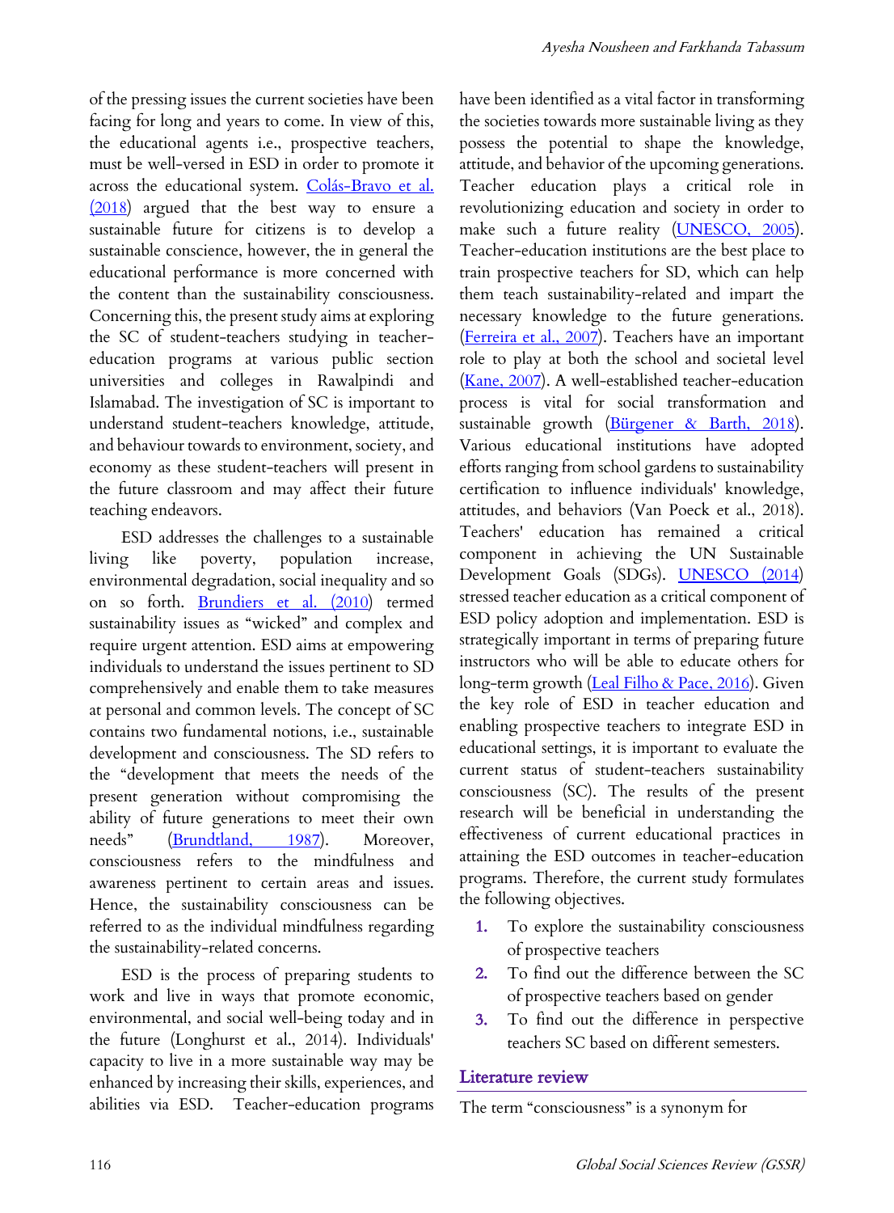of the pressing issues the current societies have been facing for long and years to come. In view of this, the educational agents i.e., prospective teachers, must be well-versed in ESD in order to promote it across the educational system. Colás-Bravo et al. (2018) argued that the best way to ensure a sustainable future for citizens is to develop a sustainable conscience, however, the in general the educational performance is more concerned with the content than the sustainability consciousness. Concerning this, the present study aims at exploring the SC of student-teachers studying in teacher-education programs at various public section universities and colleges in Rawalpindi and Islamabad. The investigation of SC is important to understand student-teachers knowledge, attitude, and behaviour towards to environment, society, and economy as these student-teachers will present in the future classroom and may affect their future teaching endeavors.

ESD addresses the challenges to a sustainable living like poverty, population increase, environmental degradation, social inequality and so on so forth. Brundiers et al. (2010) termed sustainability issues as "wicked" and complex and require urgent attention. ESD aims at empowering individuals to understand the issues pertinent to SD comprehensively and enable them to take measures at personal and common levels. The concept of SC contains two fundamental notions, i.e., sustainable development and consciousness. The SD refers to the "development that meets the needs of the present generation without compromising the ability of future generations to meet their own needs" (Brundtland, 1987). Moreover, consciousness refers to the mindfulness and awareness pertinent to certain areas and issues. Hence, the sustainability consciousness can be referred to as the individual mindfulness regarding the sustainability-related concerns.

ESD is the process of preparing students to work and live in ways that promote economic, environmental, and social well-being today and in the future (Longhurst et al., 2014). Individuals' capacity to live in a more sustainable way may be enhanced by increasing their skills, experiences, and abilities via ESD. Teacher-education programs have been identified as a vital factor in transforming the societies towards more sustainable living as they possess the potential to shape the knowledge, attitude, and behavior of the upcoming generations. Teacher education plays a critical role in revolutionizing education and society in order to make such a future reality (UNESCO, 2005). Teacher-education institutions are the best place to train prospective teachers for SD, which can help them teach sustainability-related and impart the necessary knowledge to the future generations. (Ferreira et al., 2007). Teachers have an important role to play at both the school and societal level (Kane, 2007). A well-established teacher-education process is vital for social transformation and sustainable growth (Bürgener & Barth, 2018). Various educational institutions have adopted efforts ranging from school gardens to sustainability certification to influence individuals' knowledge, attitudes, and behaviors (Van Poeck et al., 2018). Teachers' education has remained a critical component in achieving the UN Sustainable Development Goals (SDGs). UNESCO (2014) stressed teacher education as a critical component of ESD policy adoption and implementation. ESD is strategically important in terms of preparing future instructors who will be able to educate others for long-term growth (Leal Filho & Pace, 2016). Given the key role of ESD in teacher education and enabling prospective teachers to integrate ESD in educational settings, it is important to evaluate the current status of student-teachers sustainability consciousness (SC). The results of the present research will be beneficial in understanding the effectiveness of current educational practices in attaining the ESD outcomes in teacher-education programs. Therefore, the current study formulates the following objectives.

1. To explore the sustainability consciousness of prospective teachers
2. To find out the difference between the SC of prospective teachers based on gender
3. To find out the difference in perspective teachers SC based on different semesters.

## Literature review

The term "consciousness" is a synonym for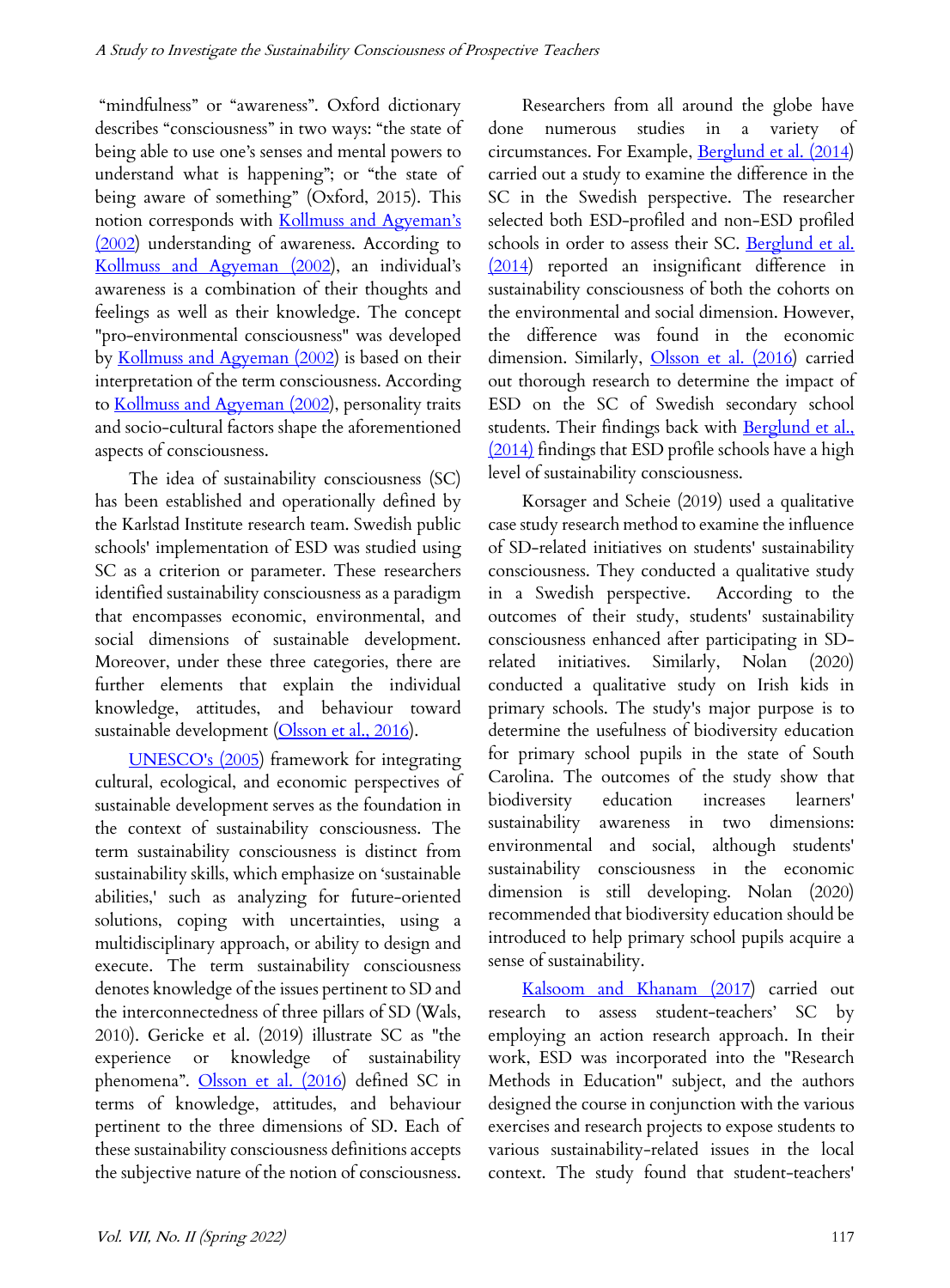"mindfulness" or "awareness". Oxford dictionary describes "consciousness" in two ways: "the state of being able to use one's senses and mental powers to understand what is happening"; or "the state of being aware of something" (Oxford, 2015). This notion corresponds with Kollmuss and Agyeman's (2002) understanding of awareness. According to Kollmuss and Agyeman (2002), an individual's awareness is a combination of their thoughts and feelings as well as their knowledge. The concept "pro-environmental consciousness" was developed by Kollmuss and Agyeman (2002) is based on their interpretation of the term consciousness. According to Kollmuss and Agyeman (2002), personality traits and socio-cultural factors shape the aforementioned aspects of consciousness.

The idea of sustainability consciousness (SC) has been established and operationally defined by the Karlstad Institute research team. Swedish public schools' implementation of ESD was studied using SC as a criterion or parameter. These researchers identified sustainability consciousness as a paradigm that encompasses economic, environmental, and social dimensions of sustainable development. Moreover, under these three categories, there are further elements that explain the individual knowledge, attitudes, and behaviour toward sustainable development (Olsson et al., 2016).

UNESCO's (2005) framework for integrating cultural, ecological, and economic perspectives of sustainable development serves as the foundation in the context of sustainability consciousness. The term sustainability consciousness is distinct from sustainability skills, which emphasize on 'sustainable abilities,' such as analyzing for future-oriented solutions, coping with uncertainties, using a multidisciplinary approach, or ability to design and execute. The term sustainability consciousness denotes knowledge of the issues pertinent to SD and the interconnectedness of three pillars of SD (Wals, 2010). Gericke et al. (2019) illustrate SC as "the experience or knowledge of sustainability phenomena". Olsson et al. (2016) defined SC in terms of knowledge, attitudes, and behaviour pertinent to the three dimensions of SD. Each of these sustainability consciousness definitions accepts the subjective nature of the notion of consciousness.

Researchers from all around the globe have done numerous studies in a variety of circumstances. For Example, Berglund et al. (2014) carried out a study to examine the difference in the SC in the Swedish perspective. The researcher selected both ESD-profiled and non-ESD profiled schools in order to assess their SC. Berglund et al. (2014) reported an insignificant difference in sustainability consciousness of both the cohorts on the environmental and social dimension. However, the difference was found in the economic dimension. Similarly, Olsson et al. (2016) carried out thorough research to determine the impact of ESD on the SC of Swedish secondary school students. Their findings back with Berglund et al., (2014) findings that ESD profile schools have a high level of sustainability consciousness.

Korsager and Scheie (2019) used a qualitative case study research method to examine the influence of SD-related initiatives on students' sustainability consciousness. They conducted a qualitative study in a Swedish perspective. According to the outcomes of their study, students' sustainability consciousness enhanced after participating in SD-related initiatives. Similarly, Nolan (2020) conducted a qualitative study on Irish kids in primary schools. The study's major purpose is to determine the usefulness of biodiversity education for primary school pupils in the state of South Carolina. The outcomes of the study show that biodiversity education increases learners' sustainability awareness in two dimensions: environmental and social, although students' sustainability consciousness in the economic dimension is still developing. Nolan (2020) recommended that biodiversity education should be introduced to help primary school pupils acquire a sense of sustainability.

Kalsoom and Khanam (2017) carried out research to assess student-teachers' SC by employing an action research approach. In their work, ESD was incorporated into the "Research Methods in Education" subject, and the authors designed the course in conjunction with the various exercises and research projects to expose students to various sustainability-related issues in the local context. The study found that student-teachers'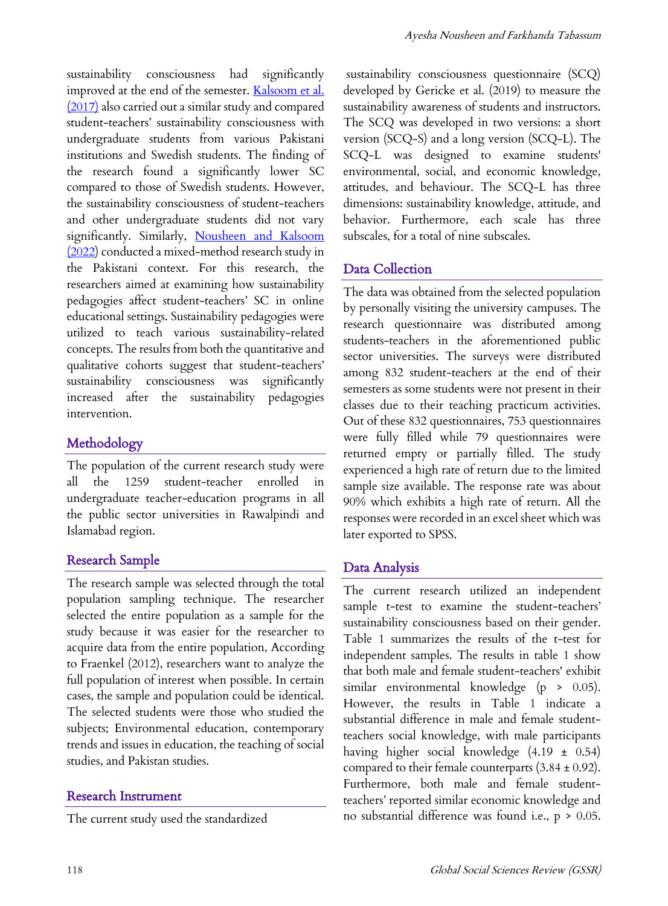sustainability consciousness had significantly improved at the end of the semester. Kalsoom et al. (2017) also carried out a similar study and compared student-teachers' sustainability consciousness with undergraduate students from various Pakistani institutions and Swedish students. The finding of the research found a significantly lower SC compared to those of Swedish students. However, the sustainability consciousness of student-teachers and other undergraduate students did not vary significantly. Similarly, Nousheen and Kalsoom (2022) conducted a mixed-method research study in the Pakistani context. For this research, the researchers aimed at examining how sustainability pedagogies affect student-teachers' SC in online educational settings. Sustainability pedagogies were utilized to teach various sustainability-related concepts. The results from both the quantitative and qualitative cohorts suggest that student-teachers' sustainability consciousness was significantly increased after the sustainability pedagogies intervention.

## Methodology

The population of the current research study were all the 1259 student-teacher enrolled in undergraduate teacher-education programs in all the public sector universities in Rawalpindi and Islamabad region.

## Research Sample

The research sample was selected through the total population sampling technique. The researcher selected the entire population as a sample for the study because it was easier for the researcher to acquire data from the entire population, According to Fraenkel (2012), researchers want to analyze the full population of interest when possible. In certain cases, the sample and population could be identical. The selected students were those who studied the subjects; Environmental education, contemporary trends and issues in education, the teaching of social studies, and Pakistan studies.

## Research Instrument

The current study used the standardized sustainability consciousness questionnaire (SCQ) developed by Gericke et al. (2019) to measure the sustainability awareness of students and instructors. The SCQ was developed in two versions: a short version (SCQ-S) and a long version (SCQ-L). The SCQ-L was designed to examine students' environmental, social, and economic knowledge, attitudes, and behaviour. The SCQ-L has three dimensions: sustainability knowledge, attitude, and behavior. Furthermore, each scale has three subscales, for a total of nine subscales.

## Data Collection

The data was obtained from the selected population by personally visiting the university campuses. The research questionnaire was distributed among students-teachers in the aforementioned public sector universities. The surveys were distributed among 832 student-teachers at the end of their semesters as some students were not present in their classes due to their teaching practicum activities. Out of these 832 questionnaires, 753 questionnaires were fully filled while 79 questionnaires were returned empty or partially filled. The study experienced a high rate of return due to the limited sample size available. The response rate was about 90% which exhibits a high rate of return. All the responses were recorded in an excel sheet which was later exported to SPSS.

## Data Analysis

The current research utilized an independent sample t-test to examine the student-teachers' sustainability consciousness based on their gender. Table 1 summarizes the results of the t-test for independent samples. The results in table 1 show that both male and female student-teachers' exhibit similar environmental knowledge ($p > 0.05$). However, the results in Table 1 indicate a substantial difference in male and female student-teachers social knowledge, with male participants having higher social knowledge ($4.19 \pm 0.54$) compared to their female counterparts ($3.84 \pm 0.92$). Furthermore, both male and female student-teachers' reported similar economic knowledge and no substantial difference was found i.e., $p > 0.05$.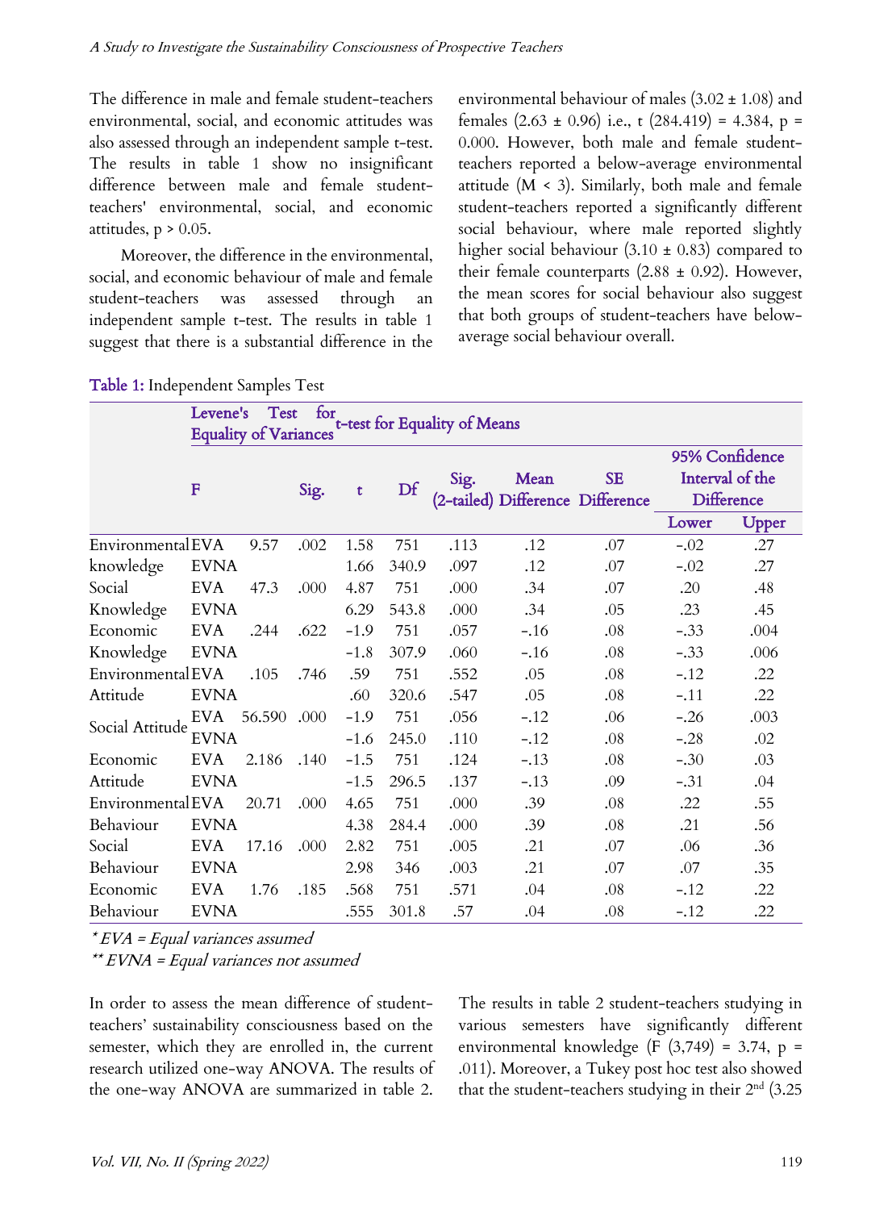The difference in male and female student-teachers environmental, social, and economic attitudes was also assessed through an independent sample t-test. The results in table 1 show no insignificant difference between male and female student-teachers' environmental, social, and economic attitudes, $p > 0.05$.

Moreover, the difference in the environmental, social, and economic behaviour of male and female student-teachers was assessed through an independent sample t-test. The results in table 1 suggest that there is a substantial difference in the environmental behaviour of males (3.02 ± 1.08) and females (2.63 ± 0.96) i.e., $t(284.419) = 4.384$, $p = 0.000$. However, both male and female student-teachers reported a below-average environmental attitude ($M < 3$). Similarly, both male and female student-teachers reported a significantly different social behaviour, where male reported slightly higher social behaviour (3.10 ± 0.83) compared to their female counterparts (2.88 ± 0.92). However, the mean scores for social behaviour also suggest that both groups of student-teachers have below-average social behaviour overall.

**Table 1:** Independent Samples Test

| | | Levene's Test for Equality of Variances | | t-test for Equality of Means | | | | | | |
|---|---|---|---|---|---|---|---|---|---|---|
| | | F | Sig. | t | Df | Sig. (2-tailed) | Mean Difference | SE Difference | 95% Confidence Interval of the Difference | |
| | | | | | | | | | Lower | Upper |
| Environmental knowledge | EVA | 9.57 | .002 | 1.58 | 751 | .113 | .12 | .07 | -.02 | .27 |
| | EVNA | | | 1.66 | 340.9 | .097 | .12 | .07 | -.02 | .27 |
| Social Knowledge | EVA | 47.3 | .000 | 4.87 | 751 | .000 | .34 | .07 | .20 | .48 |
| | EVNA | | | 6.29 | 543.8 | .000 | .34 | .05 | .23 | .45 |
| Economic Knowledge | EVA | .244 | .622 | -1.9 | 751 | .057 | -.16 | .08 | -.33 | .004 |
| | EVNA | | | -1.8 | 307.9 | .060 | -.16 | .08 | -.33 | .006 |
| Environmental Attitude | EVA | .105 | .746 | .59 | 751 | .552 | .05 | .08 | -.12 | .22 |
| | EVNA | | | .60 | 320.6 | .547 | .05 | .08 | -.11 | .22 |
| Social Attitude | EVA | 56.590 | .000 | -1.9 | 751 | .056 | -.12 | .06 | -.26 | .003 |
| | EVNA | | | -1.6 | 245.0 | .110 | -.12 | .08 | -.28 | .02 |
| Economic Attitude | EVA | 2.186 | .140 | -1.5 | 751 | .124 | -.13 | .08 | -.30 | .03 |
| | EVNA | | | -1.5 | 296.5 | .137 | -.13 | .09 | -.31 | .04 |
| Environmental Behaviour | EVA | 20.71 | .000 | 4.65 | 751 | .000 | .39 | .08 | .22 | .55 |
| | EVNA | | | 4.38 | 284.4 | .000 | .39 | .08 | .21 | .56 |
| Social Behaviour | EVA | 17.16 | .000 | 2.82 | 751 | .005 | .21 | .07 | .06 | .36 |
| | EVNA | | | 2.98 | 346 | .003 | .21 | .07 | .07 | .35 |
| Economic Behaviour | EVA | 1.76 | .185 | .568 | 751 | .571 | .04 | .08 | -.12 | .22 |
| | EVNA | | | .555 | 301.8 | .57 | .04 | .08 | -.12 | .22 |

*\* EVA = Equal variances assumed*

*\*\* EVNA = Equal variances not assumed*

In order to assess the mean difference of student-teachers' sustainability consciousness based on the semester, which they are enrolled in, the current research utilized one-way ANOVA. The results of the one-way ANOVA are summarized in table 2.

The results in table 2 student-teachers studying in various semesters have significantly different environmental knowledge ($F(3,749) = 3.74$, $p = .011$). Moreover, a Tukey post hoc test also showed that the student-teachers studying in their 2nd (3.25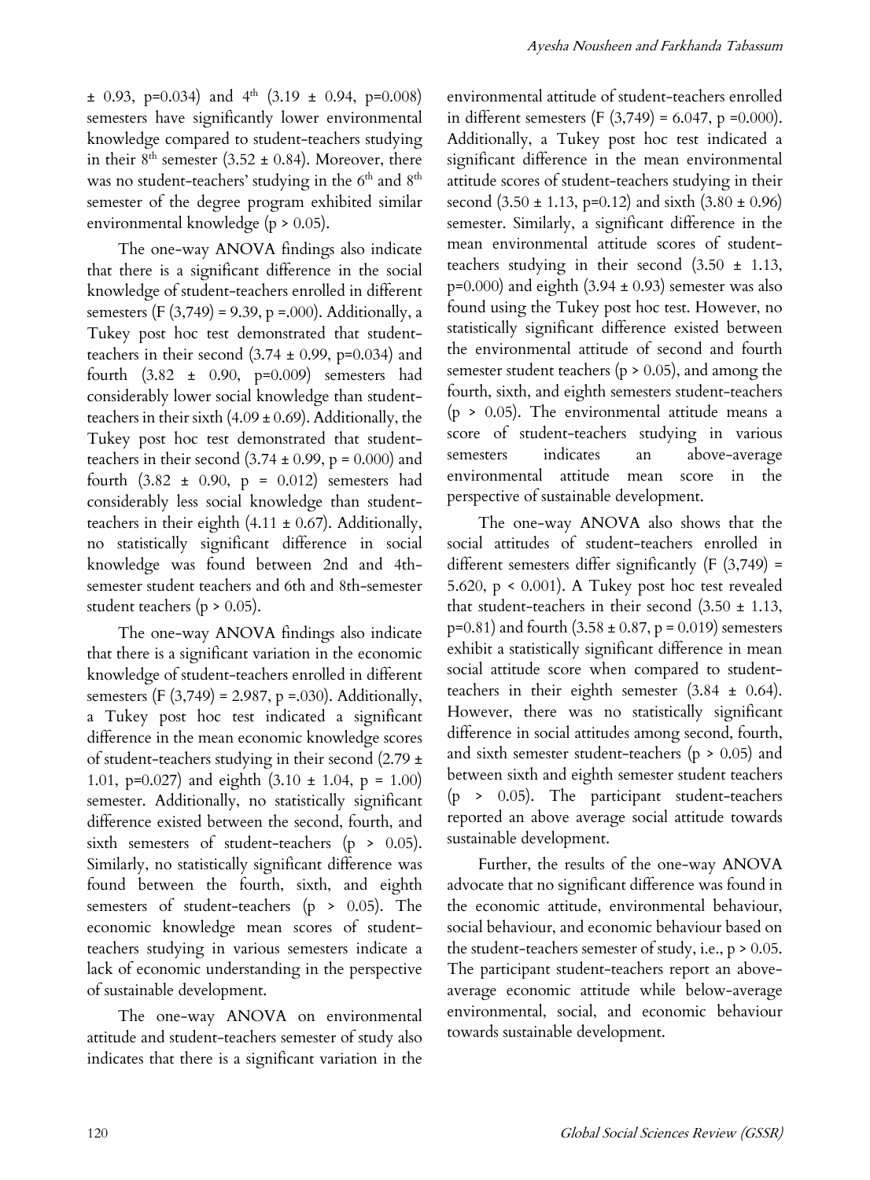± 0.93, p=0.034) and 4th (3.19 ± 0.94, p=0.008) semesters have significantly lower environmental knowledge compared to student-teachers studying in their 8th semester (3.52 ± 0.84). Moreover, there was no student-teachers' studying in the 6th and 8th semester of the degree program exhibited similar environmental knowledge ($p > 0.05$).

The one-way ANOVA findings also indicate that there is a significant difference in the social knowledge of student-teachers enrolled in different semesters ($F(3,749) = 9.39$, $p = .000$). Additionally, a Tukey post hoc test demonstrated that student-teachers in their second (3.74 ± 0.99, p=0.034) and fourth (3.82 ± 0.90, p=0.009) semesters had considerably lower social knowledge than student-teachers in their sixth (4.09 ± 0.69). Additionally, the Tukey post hoc test demonstrated that student-teachers in their second (3.74 ± 0.99, p = 0.000) and fourth (3.82 ± 0.90, p = 0.012) semesters had considerably less social knowledge than student-teachers in their eighth (4.11 ± 0.67). Additionally, no statistically significant difference in social knowledge was found between 2nd and 4th-semester student teachers and 6th and 8th-semester student teachers ($p > 0.05$).

The one-way ANOVA findings also indicate that there is a significant variation in the economic knowledge of student-teachers enrolled in different semesters ($F(3,749) = 2.987$, $p = .030$). Additionally, a Tukey post hoc test indicated a significant difference in the mean economic knowledge scores of student-teachers studying in their second (2.79 ± 1.01, p=0.027) and eighth (3.10 ± 1.04, p = 1.00) semester. Additionally, no statistically significant difference existed between the second, fourth, and sixth semesters of student-teachers ($p > 0.05$). Similarly, no statistically significant difference was found between the fourth, sixth, and eighth semesters of student-teachers ($p > 0.05$). The economic knowledge mean scores of student-teachers studying in various semesters indicate a lack of economic understanding in the perspective of sustainable development.

The one-way ANOVA on environmental attitude and student-teachers semester of study also indicates that there is a significant variation in the environmental attitude of student-teachers enrolled in different semesters ($F(3,749) = 6.047$, $p = 0.000$). Additionally, a Tukey post hoc test indicated a significant difference in the mean environmental attitude scores of student-teachers studying in their second (3.50 ± 1.13, p=0.12) and sixth (3.80 ± 0.96) semester. Similarly, a significant difference in the mean environmental attitude scores of student-teachers studying in their second (3.50 ± 1.13, p=0.000) and eighth (3.94 ± 0.93) semester was also found using the Tukey post hoc test. However, no statistically significant difference existed between the environmental attitude of second and fourth semester student teachers ($p > 0.05$), and among the fourth, sixth, and eighth semesters student-teachers ($p > 0.05$). The environmental attitude means a score of student-teachers studying in various semesters indicates an above-average environmental attitude mean score in the perspective of sustainable development.

The one-way ANOVA also shows that the social attitudes of student-teachers enrolled in different semesters differ significantly ($F(3,749) = 5.620$, $p < 0.001$). A Tukey post hoc test revealed that student-teachers in their second (3.50 ± 1.13, p=0.81) and fourth (3.58 ± 0.87, p = 0.019) semesters exhibit a statistically significant difference in mean social attitude score when compared to student-teachers in their eighth semester (3.84 ± 0.64). However, there was no statistically significant difference in social attitudes among second, fourth, and sixth semester student-teachers ($p > 0.05$) and between sixth and eighth semester student teachers ($p > 0.05$). The participant student-teachers reported an above average social attitude towards sustainable development.

Further, the results of the one-way ANOVA advocate that no significant difference was found in the economic attitude, environmental behaviour, social behaviour, and economic behaviour based on the student-teachers semester of study, i.e., $p > 0.05$. The participant student-teachers report an above-average economic attitude while below-average environmental, social, and economic behaviour towards sustainable development.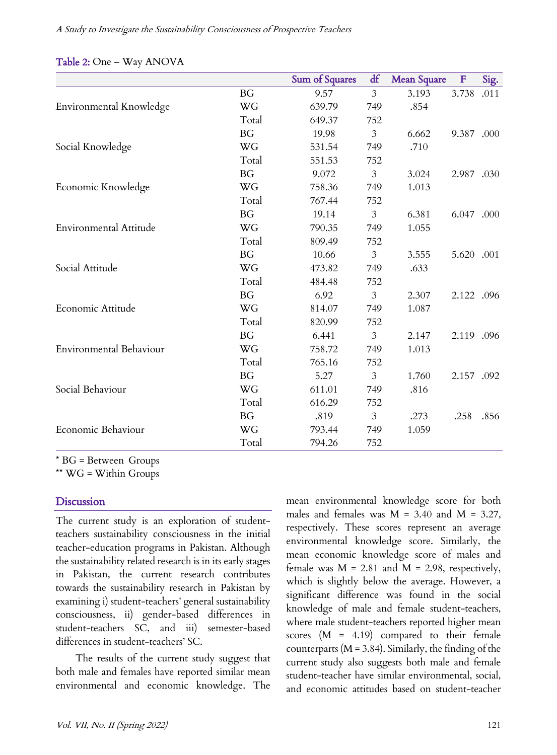Table 2: One – Way ANOVA

| | | Sum of Squares | df | Mean Square | F | Sig. |
|---|---|---|---|---|---|---|
| Environmental Knowledge | BG | 9.57 | 3 | 3.193 | 3.738 | .011 |
| | WG | 639.79 | 749 | .854 | | |
| | Total | 649.37 | 752 | | | |
| Social Knowledge | BG | 19.98 | 3 | 6.662 | 9.387 | .000 |
| | WG | 531.54 | 749 | .710 | | |
| | Total | 551.53 | 752 | | | |
| Economic Knowledge | BG | 9.072 | 3 | 3.024 | 2.987 | .030 |
| | WG | 758.36 | 749 | 1.013 | | |
| | Total | 767.44 | 752 | | | |
| Environmental Attitude | BG | 19.14 | 3 | 6.381 | 6.047 | .000 |
| | WG | 790.35 | 749 | 1.055 | | |
| | Total | 809.49 | 752 | | | |
| Social Attitude | BG | 10.66 | 3 | 3.555 | 5.620 | .001 |
| | WG | 473.82 | 749 | .633 | | |
| | Total | 484.48 | 752 | | | |
| Economic Attitude | BG | 6.92 | 3 | 2.307 | 2.122 | .096 |
| | WG | 814.07 | 749 | 1.087 | | |
| | Total | 820.99 | 752 | | | |
| Environmental Behaviour | BG | 6.441 | 3 | 2.147 | 2.119 | .096 |
| | WG | 758.72 | 749 | 1.013 | | |
| | Total | 765.16 | 752 | | | |
| Social Behaviour | BG | 5.27 | 3 | 1.760 | 2.157 | .092 |
| | WG | 611.01 | 749 | .816 | | |
| | Total | 616.29 | 752 | | | |
| Economic Behaviour | BG | .819 | 3 | .273 | .258 | .856 |
| | WG | 793.44 | 749 | 1.059 | | |
| | Total | 794.26 | 752 | | | |

* BG = Between Groups
** WG = Within Groups

## Discussion

The current study is an exploration of student-teachers sustainability consciousness in the initial teacher-education programs in Pakistan. Although the sustainability related research is in its early stages in Pakistan, the current research contributes towards the sustainability research in Pakistan by examining i) student-teachers' general sustainability consciousness, ii) gender-based differences in student-teachers SC, and iii) semester-based differences in student-teachers' SC.

The results of the current study suggest that both male and females have reported similar mean environmental and economic knowledge. The mean environmental knowledge score for both males and females was M = 3.40 and M = 3.27, respectively. These scores represent an average environmental knowledge score. Similarly, the mean economic knowledge score of males and female was M = 2.81 and M = 2.98, respectively, which is slightly below the average. However, a significant difference was found in the social knowledge of male and female student-teachers, where male student-teachers reported higher mean scores (M = 4.19) compared to their female counterparts (M = 3.84). Similarly, the finding of the current study also suggests both male and female student-teacher have similar environmental, social, and economic attitudes based on student-teacher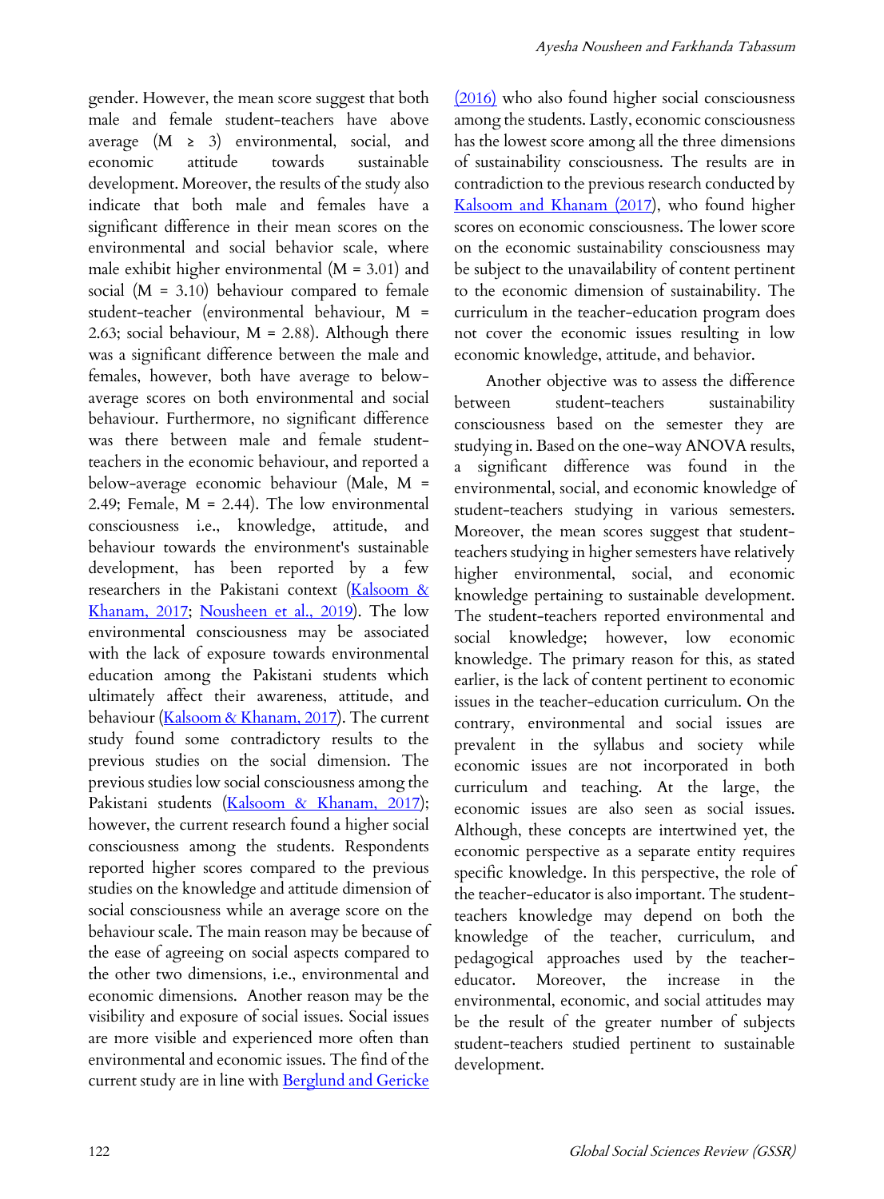gender. However, the mean score suggest that both male and female student-teachers have above average (M ≥ 3) environmental, social, and economic attitude towards sustainable development. Moreover, the results of the study also indicate that both male and females have a significant difference in their mean scores on the environmental and social behavior scale, where male exhibit higher environmental (M = 3.01) and social (M = 3.10) behaviour compared to female student-teacher (environmental behaviour, M = 2.63; social behaviour, M = 2.88). Although there was a significant difference between the male and females, however, both have average to below-average scores on both environmental and social behaviour. Furthermore, no significant difference was there between male and female student-teachers in the economic behaviour, and reported a below-average economic behaviour (Male, M = 2.49; Female, M = 2.44). The low environmental consciousness i.e., knowledge, attitude, and behaviour towards the environment's sustainable development, has been reported by a few researchers in the Pakistani context (Kalsoom & Khanam, 2017; Nousheen et al., 2019). The low environmental consciousness may be associated with the lack of exposure towards environmental education among the Pakistani students which ultimately affect their awareness, attitude, and behaviour (Kalsoom & Khanam, 2017). The current study found some contradictory results to the previous studies on the social dimension. The previous studies low social consciousness among the Pakistani students (Kalsoom & Khanam, 2017); however, the current research found a higher social consciousness among the students. Respondents reported higher scores compared to the previous studies on the knowledge and attitude dimension of social consciousness while an average score on the behaviour scale. The main reason may be because of the ease of agreeing on social aspects compared to the other two dimensions, i.e., environmental and economic dimensions. Another reason may be the visibility and exposure of social issues. Social issues are more visible and experienced more often than environmental and economic issues. The find of the current study are in line with Berglund and Gericke (2016) who also found higher social consciousness among the students. Lastly, economic consciousness has the lowest score among all the three dimensions of sustainability consciousness. The results are in contradiction to the previous research conducted by Kalsoom and Khanam (2017), who found higher scores on economic consciousness. The lower score on the economic sustainability consciousness may be subject to the unavailability of content pertinent to the economic dimension of sustainability. The curriculum in the teacher-education program does not cover the economic issues resulting in low economic knowledge, attitude, and behavior.

Another objective was to assess the difference between student-teachers sustainability consciousness based on the semester they are studying in. Based on the one-way ANOVA results, a significant difference was found in the environmental, social, and economic knowledge of student-teachers studying in various semesters. Moreover, the mean scores suggest that student-teachers studying in higher semesters have relatively higher environmental, social, and economic knowledge pertaining to sustainable development. The student-teachers reported environmental and social knowledge; however, low economic knowledge. The primary reason for this, as stated earlier, is the lack of content pertinent to economic issues in the teacher-education curriculum. On the contrary, environmental and social issues are prevalent in the syllabus and society while economic issues are not incorporated in both curriculum and teaching. At the large, the economic issues are also seen as social issues. Although, these concepts are intertwined yet, the economic perspective as a separate entity requires specific knowledge. In this perspective, the role of the teacher-educator is also important. The student-teachers knowledge may depend on both the knowledge of the teacher, curriculum, and pedagogical approaches used by the teacher-educator. Moreover, the increase in the environmental, economic, and social attitudes may be the result of the greater number of subjects student-teachers studied pertinent to sustainable development.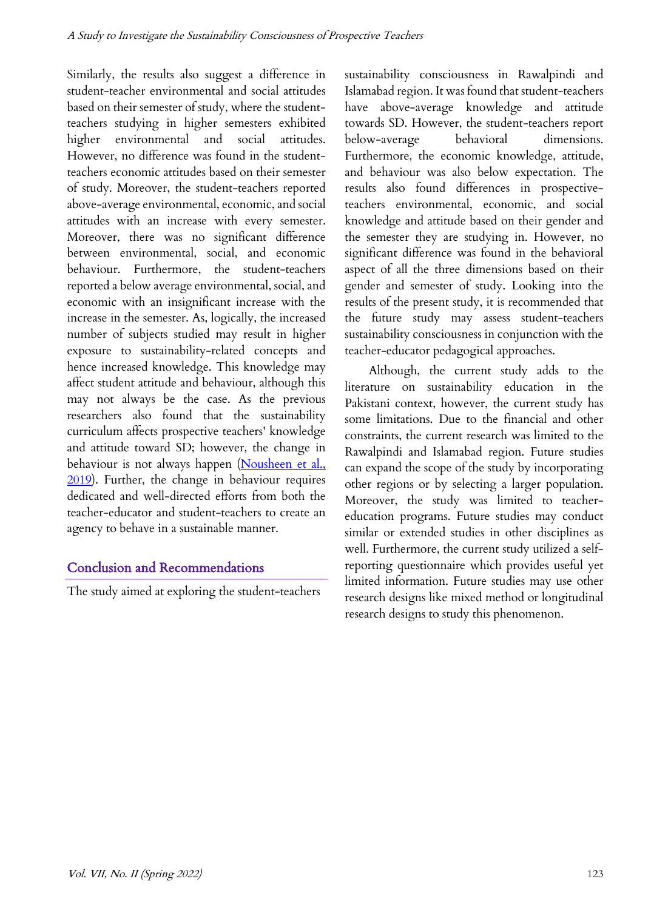Similarly, the results also suggest a difference in student-teacher environmental and social attitudes based on their semester of study, where the student-teachers studying in higher semesters exhibited higher environmental and social attitudes. However, no difference was found in the student-teachers economic attitudes based on their semester of study. Moreover, the student-teachers reported above-average environmental, economic, and social attitudes with an increase with every semester. Moreover, there was no significant difference between environmental, social, and economic behaviour. Furthermore, the student-teachers reported a below average environmental, social, and economic with an insignificant increase with the increase in the semester. As, logically, the increased number of subjects studied may result in higher exposure to sustainability-related concepts and hence increased knowledge. This knowledge may affect student attitude and behaviour, although this may not always be the case. As the previous researchers also found that the sustainability curriculum affects prospective teachers' knowledge and attitude toward SD; however, the change in behaviour is not always happen (Nousheen et al., 2019). Further, the change in behaviour requires dedicated and well-directed efforts from both the teacher-educator and student-teachers to create an agency to behave in a sustainable manner.

## Conclusion and Recommendations

The study aimed at exploring the student-teachers sustainability consciousness in Rawalpindi and Islamabad region. It was found that student-teachers have above-average knowledge and attitude towards SD. However, the student-teachers report below-average behavioral dimensions. Furthermore, the economic knowledge, attitude, and behaviour was also below expectation. The results also found differences in prospective-teachers environmental, economic, and social knowledge and attitude based on their gender and the semester they are studying in. However, no significant difference was found in the behavioral aspect of all the three dimensions based on their gender and semester of study. Looking into the results of the present study, it is recommended that the future study may assess student-teachers sustainability consciousness in conjunction with the teacher-educator pedagogical approaches.

Although, the current study adds to the literature on sustainability education in the Pakistani context, however, the current study has some limitations. Due to the financial and other constraints, the current research was limited to the Rawalpindi and Islamabad region. Future studies can expand the scope of the study by incorporating other regions or by selecting a larger population. Moreover, the study was limited to teacher-education programs. Future studies may conduct similar or extended studies in other disciplines as well. Furthermore, the current study utilized a self-reporting questionnaire which provides useful yet limited information. Future studies may use other research designs like mixed method or longitudinal research designs to study this phenomenon.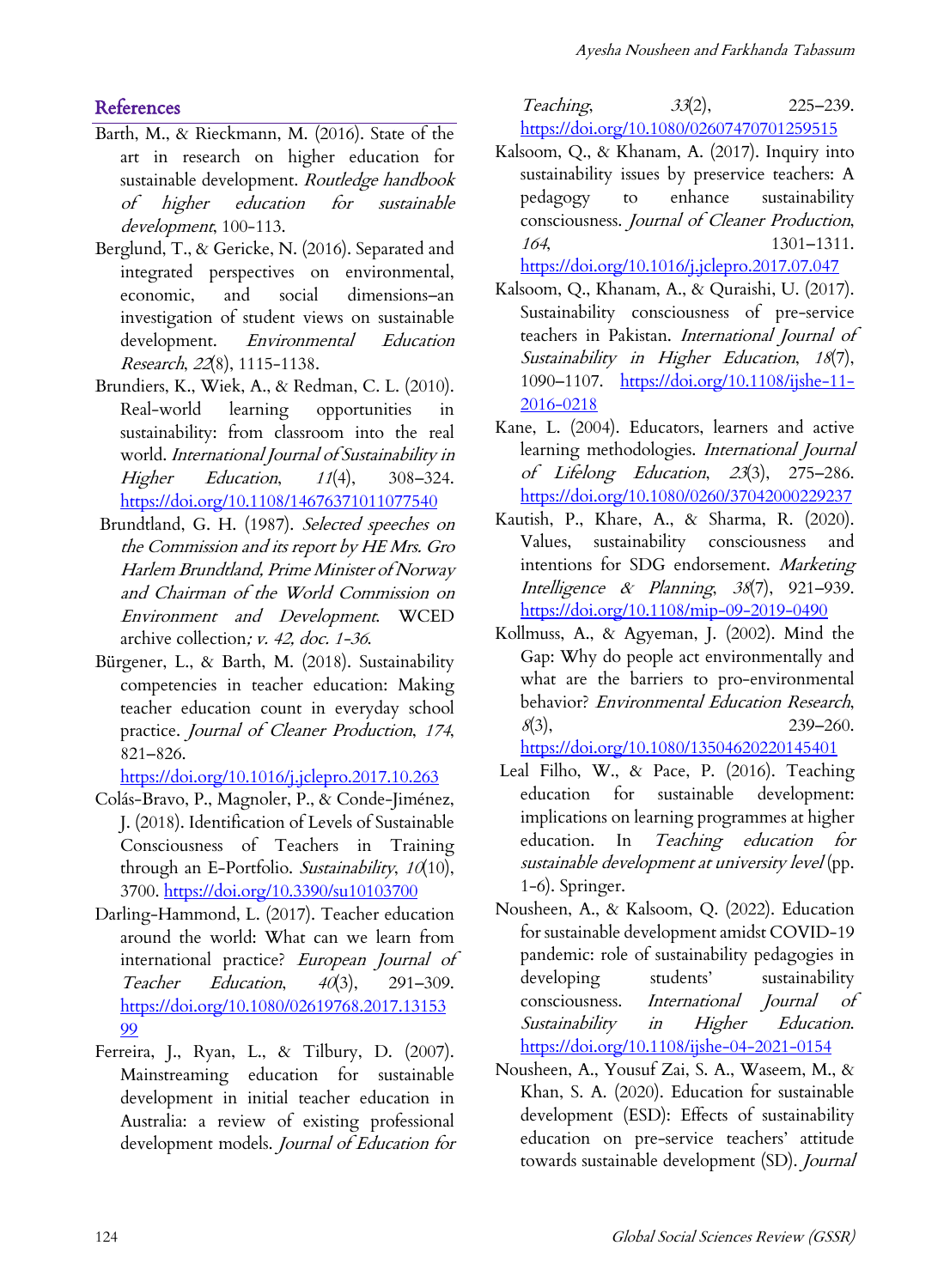## References

Barth, M., & Rieckmann, M. (2016). State of the art in research on higher education for sustainable development. *Routledge handbook of higher education for sustainable development*, 100-113.

Berglund, T., & Gericke, N. (2016). Separated and integrated perspectives on environmental, economic, and social dimensions–an investigation of student views on sustainable development. *Environmental Education Research*, *22*(8), 1115-1138.

Brundiers, K., Wiek, A., & Redman, C. L. (2010). Real-world learning opportunities in sustainability: from classroom into the real world. *International Journal of Sustainability in Higher Education*, *11*(4), 308–324. https://doi.org/10.1108/14676371011077540

Brundtland, G. H. (1987). *Selected speeches on the Commission and its report by HE Mrs. Gro Harlem Brundtland, Prime Minister of Norway and Chairman of the World Commission on Environment and Development*. WCED archive collection*; v. 42, doc. 1-36*.

Bürgener, L., & Barth, M. (2018). Sustainability competencies in teacher education: Making teacher education count in everyday school practice. *Journal of Cleaner Production*, *174*, 821–826. https://doi.org/10.1016/j.jclepro.2017.10.263

Colás-Bravo, P., Magnoler, P., & Conde-Jiménez, J. (2018). Identification of Levels of Sustainable Consciousness of Teachers in Training through an E-Portfolio. *Sustainability*, *10*(10), 3700. https://doi.org/10.3390/su10103700

Darling-Hammond, L. (2017). Teacher education around the world: What can we learn from international practice? *European Journal of Teacher Education*, *40*(3), 291–309. https://doi.org/10.1080/02619768.2017.1315399

Ferreira, J., Ryan, L., & Tilbury, D. (2007). Mainstreaming education for sustainable development in initial teacher education in Australia: a review of existing professional development models. *Journal of Education for Teaching*, *33*(2), 225–239. https://doi.org/10.1080/02607470701259515

Kalsoom, Q., & Khanam, A. (2017). Inquiry into sustainability issues by preservice teachers: A pedagogy to enhance sustainability consciousness. *Journal of Cleaner Production*, *164*, 1301–1311. https://doi.org/10.1016/j.jclepro.2017.07.047

Kalsoom, Q., Khanam, A., & Quraishi, U. (2017). Sustainability consciousness of pre-service teachers in Pakistan. *International Journal of Sustainability in Higher Education*, *18*(7), 1090–1107. https://doi.org/10.1108/ijshe-11-2016-0218

Kane, L. (2004). Educators, learners and active learning methodologies. *International Journal of Lifelong Education*, *23*(3), 275–286. https://doi.org/10.1080/0260/37042000229237

Kautish, P., Khare, A., & Sharma, R. (2020). Values, sustainability consciousness and intentions for SDG endorsement. *Marketing Intelligence & Planning*, *38*(7), 921–939. https://doi.org/10.1108/mip-09-2019-0490

Kollmuss, A., & Agyeman, J. (2002). Mind the Gap: Why do people act environmentally and what are the barriers to pro-environmental behavior? *Environmental Education Research*, *8*(3), 239–260. https://doi.org/10.1080/13504620220145401

Leal Filho, W., & Pace, P. (2016). Teaching education for sustainable development: implications on learning programmes at higher education. In *Teaching education for sustainable development at university level* (pp. 1-6). Springer.

Nousheen, A., & Kalsoom, Q. (2022). Education for sustainable development amidst COVID-19 pandemic: role of sustainability pedagogies in developing students' sustainability consciousness. *International Journal of Sustainability in Higher Education*. https://doi.org/10.1108/ijshe-04-2021-0154

Nousheen, A., Yousuf Zai, S. A., Waseem, M., & Khan, S. A. (2020). Education for sustainable development (ESD): Effects of sustainability education on pre-service teachers' attitude towards sustainable development (SD). *Journal*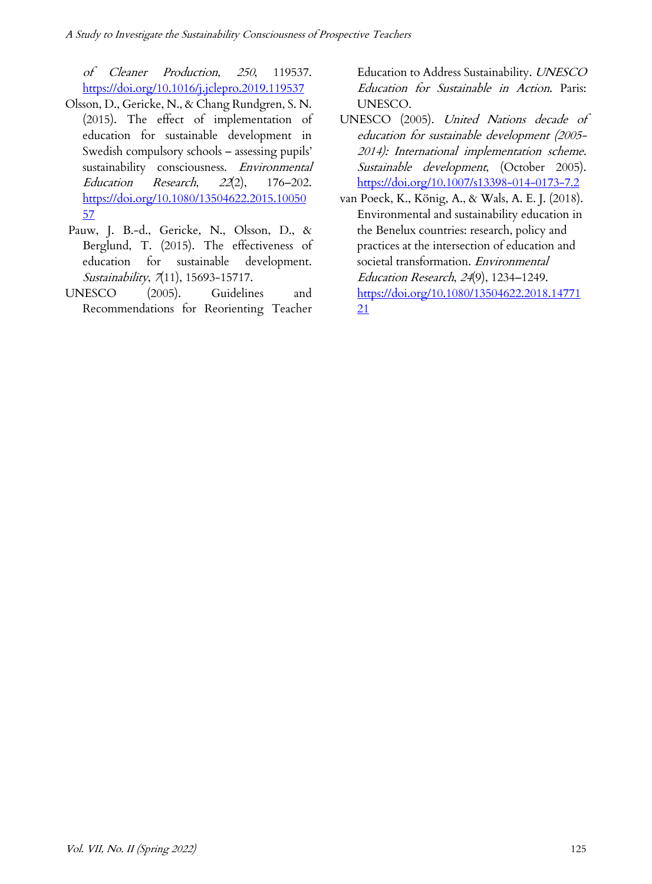*of Cleaner Production*, *250*, 119537. https://doi.org/10.1016/j.jclepro.2019.119537

Olsson, D., Gericke, N., & Chang Rundgren, S. N. (2015). The effect of implementation of education for sustainable development in Swedish compulsory schools – assessing pupils' sustainability consciousness. *Environmental Education Research*, *22*(2), 176–202. https://doi.org/10.1080/13504622.2015.1005057

Pauw, J. B.-d., Gericke, N., Olsson, D., & Berglund, T. (2015). The effectiveness of education for sustainable development. *Sustainability*, *7*(11), 15693-15717.

UNESCO (2005). Guidelines and Recommendations for Reorienting Teacher Education to Address Sustainability. *UNESCO Education for Sustainable in Action*. Paris: UNESCO.

UNESCO (2005). *United Nations decade of education for sustainable development (2005-2014): International implementation scheme. Sustainable development*, (October 2005). https://doi.org/10.1007/s13398-014-0173-7.2

van Poeck, K., König, A., & Wals, A. E. J. (2018). Environmental and sustainability education in the Benelux countries: research, policy and practices at the intersection of education and societal transformation. *Environmental Education Research*, *24*(9), 1234–1249. https://doi.org/10.1080/13504622.2018.1477121